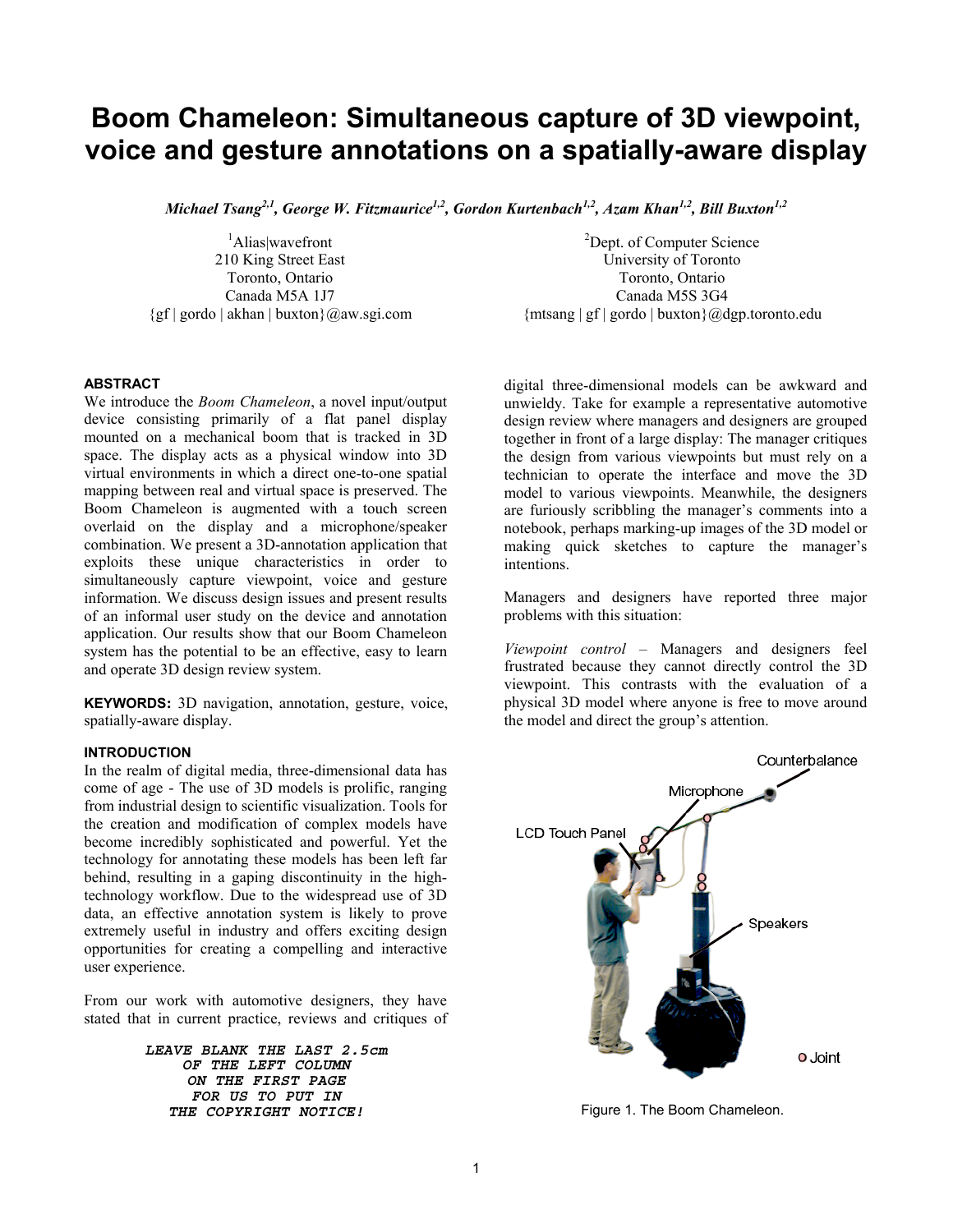# Boom Chameleon: Simultaneous capture of 3D viewpoint, voice and gesture annotations on a spatially-aware display

***Michael Tsang[2,1], George W. Fitzmaurice[1,2], Gordon Kurtenbach[1,2], Azam Khan[1,2], Bill Buxton[1,2]***

[1]Alias|wavefront
210 King Street East
Toronto, Ontario
Canada M5A 1J7
{gf | gordo | akhan | buxton}@aw.sgi.com

[2]Dept. of Computer Science
University of Toronto
Toronto, Ontario
Canada M5S 3G4
{mtsang | gf | gordo | buxton}@dgp.toronto.edu

## ABSTRACT

We introduce the *Boom Chameleon*, a novel input/output device consisting primarily of a flat panel display mounted on a mechanical boom that is tracked in 3D space. The display acts as a physical window into 3D virtual environments in which a direct one-to-one spatial mapping between real and virtual space is preserved. The Boom Chameleon is augmented with a touch screen overlaid on the display and a microphone/speaker combination. We present a 3D-annotation application that exploits these unique characteristics in order to simultaneously capture viewpoint, voice and gesture information. We discuss design issues and present results of an informal user study on the device and annotation application. Our results show that our Boom Chameleon system has the potential to be an effective, easy to learn and operate 3D design review system.

**KEYWORDS:** 3D navigation, annotation, gesture, voice, spatially-aware display.

## INTRODUCTION

In the realm of digital media, three-dimensional data has come of age - The use of 3D models is prolific, ranging from industrial design to scientific visualization. Tools for the creation and modification of complex models have become incredibly sophisticated and powerful. Yet the technology for annotating these models has been left far behind, resulting in a gaping discontinuity in the high-technology workflow. Due to the widespread use of 3D data, an effective annotation system is likely to prove extremely useful in industry and offers exciting design opportunities for creating a compelling and interactive user experience.

From our work with automotive designers, they have stated that in current practice, reviews and critiques of digital three-dimensional models can be awkward and unwieldy. Take for example a representative automotive design review where managers and designers are grouped together in front of a large display: The manager critiques the design from various viewpoints but must rely on a technician to operate the interface and move the 3D model to various viewpoints. Meanwhile, the designers are furiously scribbling the manager's comments into a notebook, perhaps marking-up images of the 3D model or making quick sketches to capture the manager's intentions.

*LEAVE BLANK THE LAST 2.5cm OF THE LEFT COLUMN ON THE FIRST PAGE FOR US TO PUT IN THE COPYRIGHT NOTICE!*

Managers and designers have reported three major problems with this situation:

*Viewpoint control* – Managers and designers feel frustrated because they cannot directly control the 3D viewpoint. This contrasts with the evaluation of a physical 3D model where anyone is free to move around the model and direct the group's attention.

Counterbalance
Microphone
LCD Touch Panel
Speakers
Joint

Figure 1. The Boom Chameleon.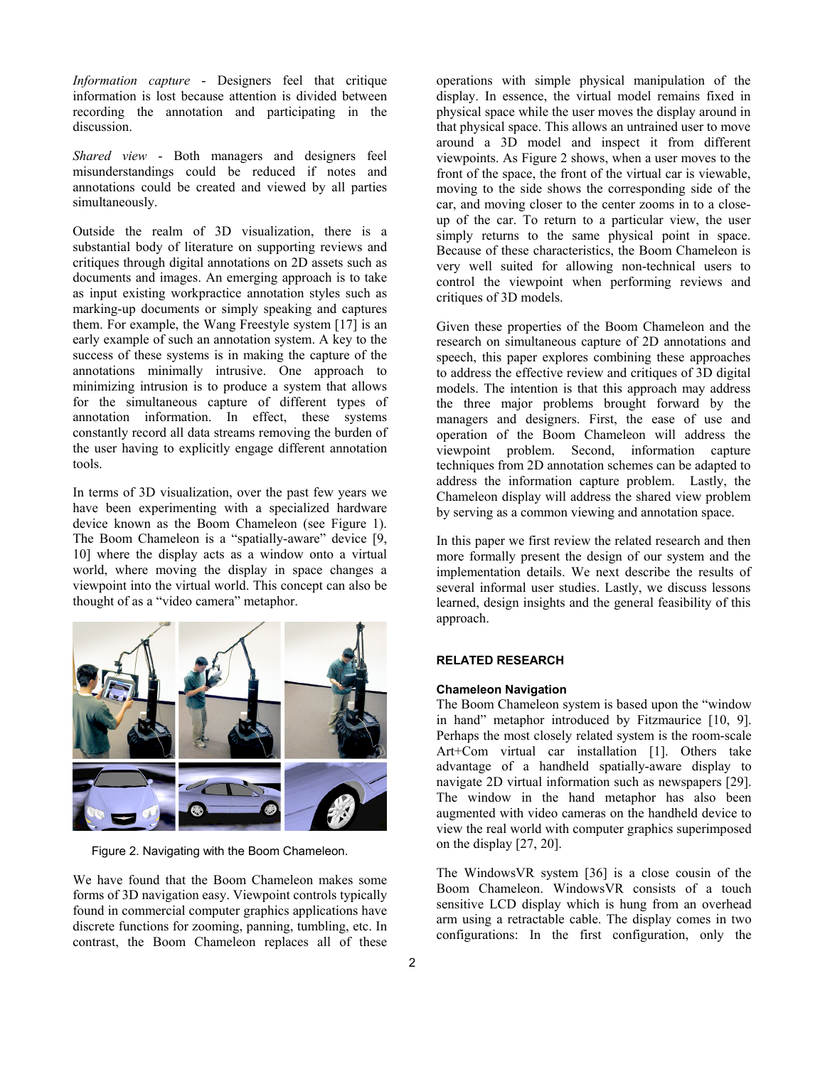*Information capture* - Designers feel that critique information is lost because attention is divided between recording the annotation and participating in the discussion.

*Shared view* - Both managers and designers feel misunderstandings could be reduced if notes and annotations could be created and viewed by all parties simultaneously.

Outside the realm of 3D visualization, there is a substantial body of literature on supporting reviews and critiques through digital annotations on 2D assets such as documents and images. An emerging approach is to take as input existing workpractice annotation styles such as marking-up documents or simply speaking and captures them. For example, the Wang Freestyle system [17] is an early example of such an annotation system. A key to the success of these systems is in making the capture of the annotations minimally intrusive. One approach to minimizing intrusion is to produce a system that allows for the simultaneous capture of different types of annotation information. In effect, these systems constantly record all data streams removing the burden of the user having to explicitly engage different annotation tools.

In terms of 3D visualization, over the past few years we have been experimenting with a specialized hardware device known as the Boom Chameleon (see Figure 1). The Boom Chameleon is a "spatially-aware" device [9, 10] where the display acts as a window onto a virtual world, where moving the display in space changes a viewpoint into the virtual world. This concept can also be thought of as a "video camera" metaphor.

Figure 2. Navigating with the Boom Chameleon.

We have found that the Boom Chameleon makes some forms of 3D navigation easy. Viewpoint controls typically found in commercial computer graphics applications have discrete functions for zooming, panning, tumbling, etc. In contrast, the Boom Chameleon replaces all of these operations with simple physical manipulation of the display. In essence, the virtual model remains fixed in physical space while the user moves the display around in that physical space. This allows an untrained user to move around a 3D model and inspect it from different viewpoints. As Figure 2 shows, when a user moves to the front of the space, the front of the virtual car is viewable, moving to the side shows the corresponding side of the car, and moving closer to the center zooms in to a close-up of the car. To return to a particular view, the user simply returns to the same physical point in space. Because of these characteristics, the Boom Chameleon is very well suited for allowing non-technical users to control the viewpoint when performing reviews and critiques of 3D models.

Given these properties of the Boom Chameleon and the research on simultaneous capture of 2D annotations and speech, this paper explores combining these approaches to address the effective review and critiques of 3D digital models. The intention is that this approach may address the three major problems brought forward by the managers and designers. First, the ease of use and operation of the Boom Chameleon will address the viewpoint problem. Second, information capture techniques from 2D annotation schemes can be adapted to address the information capture problem. Lastly, the Chameleon display will address the shared view problem by serving as a common viewing and annotation space.

In this paper we first review the related research and then more formally present the design of our system and the implementation details. We next describe the results of several informal user studies. Lastly, we discuss lessons learned, design insights and the general feasibility of this approach.

## RELATED RESEARCH

### Chameleon Navigation

The Boom Chameleon system is based upon the "window in hand" metaphor introduced by Fitzmaurice [10, 9]. Perhaps the most closely related system is the room-scale Art+Com virtual car installation [1]. Others take advantage of a handheld spatially-aware display to navigate 2D virtual information such as newspapers [29]. The window in the hand metaphor has also been augmented with video cameras on the handheld device to view the real world with computer graphics superimposed on the display [27, 20].

The WindowsVR system [36] is a close cousin of the Boom Chameleon. WindowsVR consists of a touch sensitive LCD display which is hung from an overhead arm using a retractable cable. The display comes in two configurations: In the first configuration, only the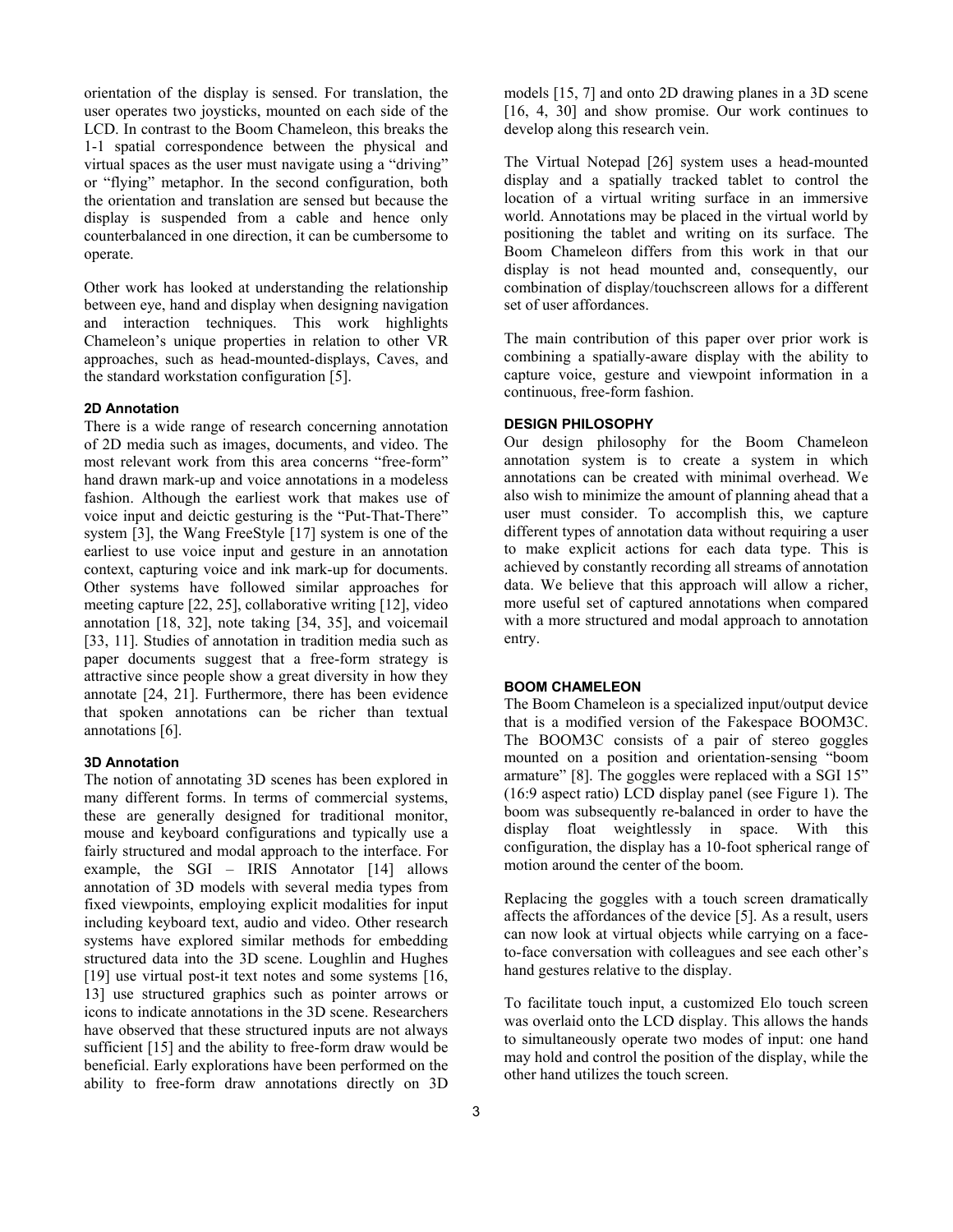orientation of the display is sensed. For translation, the user operates two joysticks, mounted on each side of the LCD. In contrast to the Boom Chameleon, this breaks the 1-1 spatial correspondence between the physical and virtual spaces as the user must navigate using a "driving" or "flying" metaphor. In the second configuration, both the orientation and translation are sensed but because the display is suspended from a cable and hence only counterbalanced in one direction, it can be cumbersome to operate.

Other work has looked at understanding the relationship between eye, hand and display when designing navigation and interaction techniques. This work highlights Chameleon's unique properties in relation to other VR approaches, such as head-mounted-displays, Caves, and the standard workstation configuration [5].

### 2D Annotation

There is a wide range of research concerning annotation of 2D media such as images, documents, and video. The most relevant work from this area concerns "free-form" hand drawn mark-up and voice annotations in a modeless fashion. Although the earliest work that makes use of voice input and deictic gesturing is the "Put-That-There" system [3], the Wang FreeStyle [17] system is one of the earliest to use voice input and gesture in an annotation context, capturing voice and ink mark-up for documents. Other systems have followed similar approaches for meeting capture [22, 25], collaborative writing [12], video annotation [18, 32], note taking [34, 35], and voicemail [33, 11]. Studies of annotation in tradition media such as paper documents suggest that a free-form strategy is attractive since people show a great diversity in how they annotate [24, 21]. Furthermore, there has been evidence that spoken annotations can be richer than textual annotations [6].

### 3D Annotation

The notion of annotating 3D scenes has been explored in many different forms. In terms of commercial systems, these are generally designed for traditional monitor, mouse and keyboard configurations and typically use a fairly structured and modal approach to the interface. For example, the SGI – IRIS Annotator [14] allows annotation of 3D models with several media types from fixed viewpoints, employing explicit modalities for input including keyboard text, audio and video. Other research systems have explored similar methods for embedding structured data into the 3D scene. Loughlin and Hughes [19] use virtual post-it text notes and some systems [16, 13] use structured graphics such as pointer arrows or icons to indicate annotations in the 3D scene. Researchers have observed that these structured inputs are not always sufficient [15] and the ability to free-form draw would be beneficial. Early explorations have been performed on the ability to free-form draw annotations directly on 3D models [15, 7] and onto 2D drawing planes in a 3D scene [16, 4, 30] and show promise. Our work continues to develop along this research vein.

The Virtual Notepad [26] system uses a head-mounted display and a spatially tracked tablet to control the location of a virtual writing surface in an immersive world. Annotations may be placed in the virtual world by positioning the tablet and writing on its surface. The Boom Chameleon differs from this work in that our display is not head mounted and, consequently, our combination of display/touchscreen allows for a different set of user affordances.

The main contribution of this paper over prior work is combining a spatially-aware display with the ability to capture voice, gesture and viewpoint information in a continuous, free-form fashion.

## DESIGN PHILOSOPHY

Our design philosophy for the Boom Chameleon annotation system is to create a system in which annotations can be created with minimal overhead. We also wish to minimize the amount of planning ahead that a user must consider. To accomplish this, we capture different types of annotation data without requiring a user to make explicit actions for each data type. This is achieved by constantly recording all streams of annotation data. We believe that this approach will allow a richer, more useful set of captured annotations when compared with a more structured and modal approach to annotation entry.

## BOOM CHAMELEON

The Boom Chameleon is a specialized input/output device that is a modified version of the Fakespace BOOM3C. The BOOM3C consists of a pair of stereo goggles mounted on a position and orientation-sensing "boom armature" [8]. The goggles were replaced with a SGI 15" (16:9 aspect ratio) LCD display panel (see Figure 1). The boom was subsequently re-balanced in order to have the display float weightlessly in space. With this configuration, the display has a 10-foot spherical range of motion around the center of the boom.

Replacing the goggles with a touch screen dramatically affects the affordances of the device [5]. As a result, users can now look at virtual objects while carrying on a face-to-face conversation with colleagues and see each other's hand gestures relative to the display.

To facilitate touch input, a customized Elo touch screen was overlaid onto the LCD display. This allows the hands to simultaneously operate two modes of input: one hand may hold and control the position of the display, while the other hand utilizes the touch screen.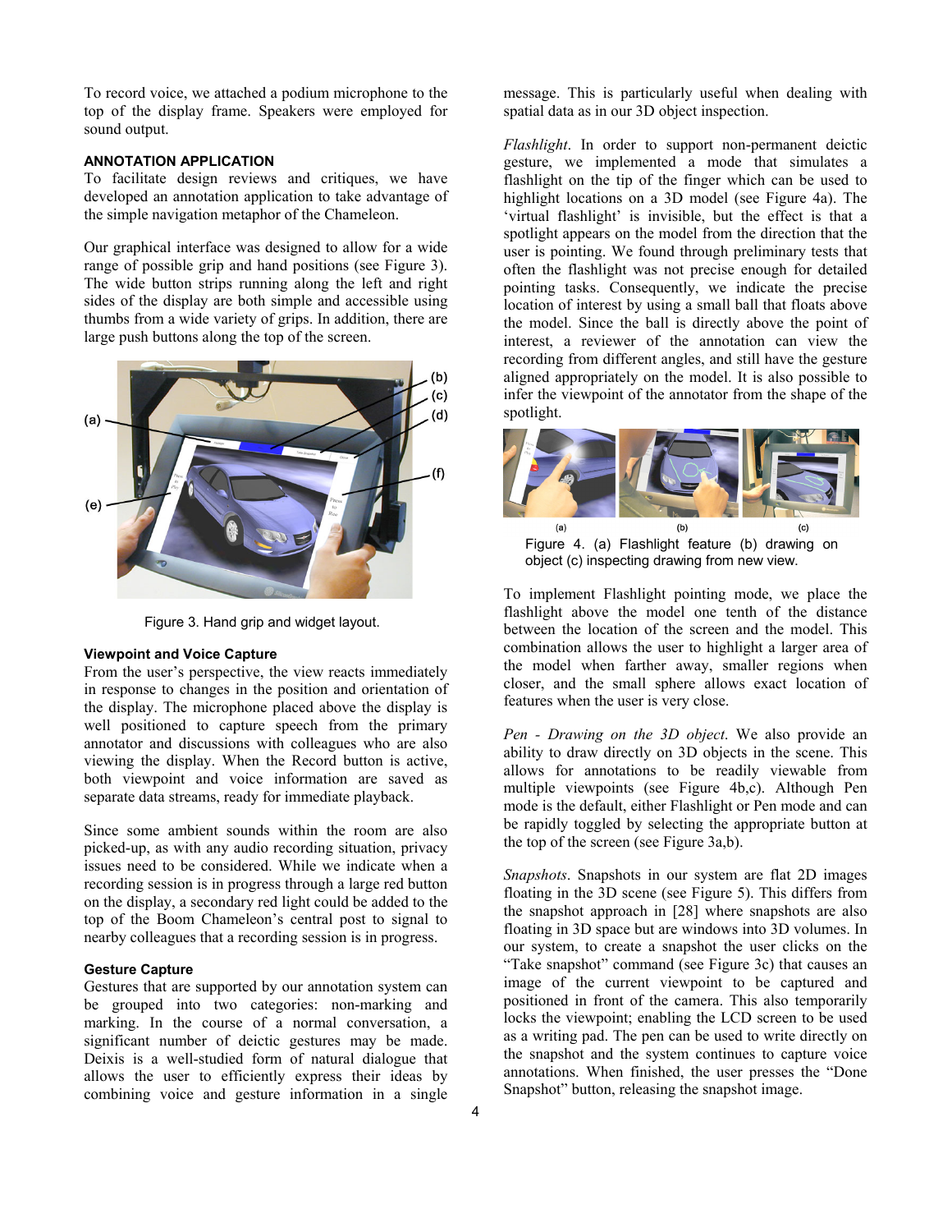To record voice, we attached a podium microphone to the top of the display frame. Speakers were employed for sound output.

### ANNOTATION APPLICATION

To facilitate design reviews and critiques, we have developed an annotation application to take advantage of the simple navigation metaphor of the Chameleon.

Our graphical interface was designed to allow for a wide range of possible grip and hand positions (see Figure 3). The wide button strips running along the left and right sides of the display are both simple and accessible using thumbs from a wide variety of grips. In addition, there are large push buttons along the top of the screen.

Figure 3. Hand grip and widget layout.

#### Viewpoint and Voice Capture

From the user's perspective, the view reacts immediately in response to changes in the position and orientation of the display. The microphone placed above the display is well positioned to capture speech from the primary annotator and discussions with colleagues who are also viewing the display. When the Record button is active, both viewpoint and voice information are saved as separate data streams, ready for immediate playback.

Since some ambient sounds within the room are also picked-up, as with any audio recording situation, privacy issues need to be considered. While we indicate when a recording session is in progress through a large red button on the display, a secondary red light could be added to the top of the Boom Chameleon's central post to signal to nearby colleagues that a recording session is in progress.

#### Gesture Capture

Gestures that are supported by our annotation system can be grouped into two categories: non-marking and marking. In the course of a normal conversation, a significant number of deictic gestures may be made. Deixis is a well-studied form of natural dialogue that allows the user to efficiently express their ideas by combining voice and gesture information in a single message. This is particularly useful when dealing with spatial data as in our 3D object inspection.

*Flashlight*. In order to support non-permanent deictic gesture, we implemented a mode that simulates a flashlight on the tip of the finger which can be used to highlight locations on a 3D model (see Figure 4a). The 'virtual flashlight' is invisible, but the effect is that a spotlight appears on the model from the direction that the user is pointing. We found through preliminary tests that often the flashlight was not precise enough for detailed pointing tasks. Consequently, we indicate the precise location of interest by using a small ball that floats above the model. Since the ball is directly above the point of interest, a reviewer of the annotation can view the recording from different angles, and still have the gesture aligned appropriately on the model. It is also possible to infer the viewpoint of the annotator from the shape of the spotlight.

Figure 4. (a) Flashlight feature (b) drawing on object (c) inspecting drawing from new view.

To implement Flashlight pointing mode, we place the flashlight above the model one tenth of the distance between the location of the screen and the model. This combination allows the user to highlight a larger area of the model when farther away, smaller regions when closer, and the small sphere allows exact location of features when the user is very close.

*Pen - Drawing on the 3D object*. We also provide an ability to draw directly on 3D objects in the scene. This allows for annotations to be readily viewable from multiple viewpoints (see Figure 4b,c). Although Pen mode is the default, either Flashlight or Pen mode and can be rapidly toggled by selecting the appropriate button at the top of the screen (see Figure 3a,b).

*Snapshots*. Snapshots in our system are flat 2D images floating in the 3D scene (see Figure 5). This differs from the snapshot approach in [28] where snapshots are also floating in 3D space but are windows into 3D volumes. In our system, to create a snapshot the user clicks on the "Take snapshot" command (see Figure 3c) that causes an image of the current viewpoint to be captured and positioned in front of the camera. This also temporarily locks the viewpoint; enabling the LCD screen to be used as a writing pad. The pen can be used to write directly on the snapshot and the system continues to capture voice annotations. When finished, the user presses the "Done Snapshot" button, releasing the snapshot image.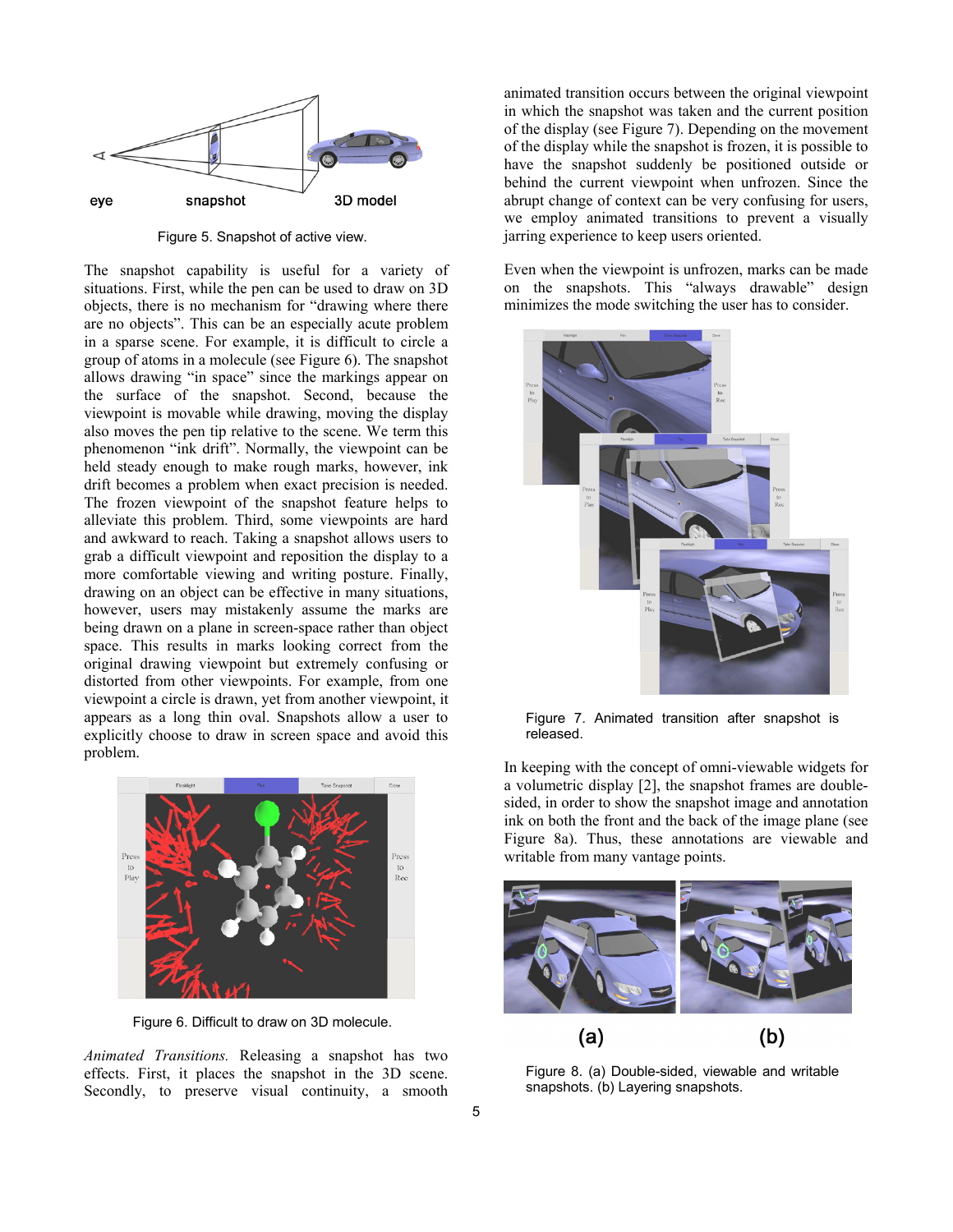Figure 5. Snapshot of active view.

The snapshot capability is useful for a variety of situations. First, while the pen can be used to draw on 3D objects, there is no mechanism for "drawing where there are no objects". This can be an especially acute problem in a sparse scene. For example, it is difficult to circle a group of atoms in a molecule (see Figure 6). The snapshot allows drawing "in space" since the markings appear on the surface of the snapshot. Second, because the viewpoint is movable while drawing, moving the display also moves the pen tip relative to the scene. We term this phenomenon "ink drift". Normally, the viewpoint can be held steady enough to make rough marks, however, ink drift becomes a problem when exact precision is needed. The frozen viewpoint of the snapshot feature helps to alleviate this problem. Third, some viewpoints are hard and awkward to reach. Taking a snapshot allows users to grab a difficult viewpoint and reposition the display to a more comfortable viewing and writing posture. Finally, drawing on an object can be effective in many situations, however, users may mistakenly assume the marks are being drawn on a plane in screen-space rather than object space. This results in marks looking correct from the original drawing viewpoint but extremely confusing or distorted from other viewpoints. For example, from one viewpoint a circle is drawn, yet from another viewpoint, it appears as a long thin oval. Snapshots allow a user to explicitly choose to draw in screen space and avoid this problem.

Figure 6. Difficult to draw on 3D molecule.

*Animated Transitions.* Releasing a snapshot has two effects. First, it places the snapshot in the 3D scene. Secondly, to preserve visual continuity, a smooth animated transition occurs between the original viewpoint in which the snapshot was taken and the current position of the display (see Figure 7). Depending on the movement of the display while the snapshot is frozen, it is possible to have the snapshot suddenly be positioned outside or behind the current viewpoint when unfrozen. Since the abrupt change of context can be very confusing for users, we employ animated transitions to prevent a visually jarring experience to keep users oriented.

Even when the viewpoint is unfrozen, marks can be made on the snapshots. This "always drawable" design minimizes the mode switching the user has to consider.

Figure 7. Animated transition after snapshot is released.

In keeping with the concept of omni-viewable widgets for a volumetric display [2], the snapshot frames are double-sided, in order to show the snapshot image and annotation ink on both the front and the back of the image plane (see Figure 8a). Thus, these annotations are viewable and writable from many vantage points.

Figure 8. (a) Double-sided, viewable and writable snapshots. (b) Layering snapshots.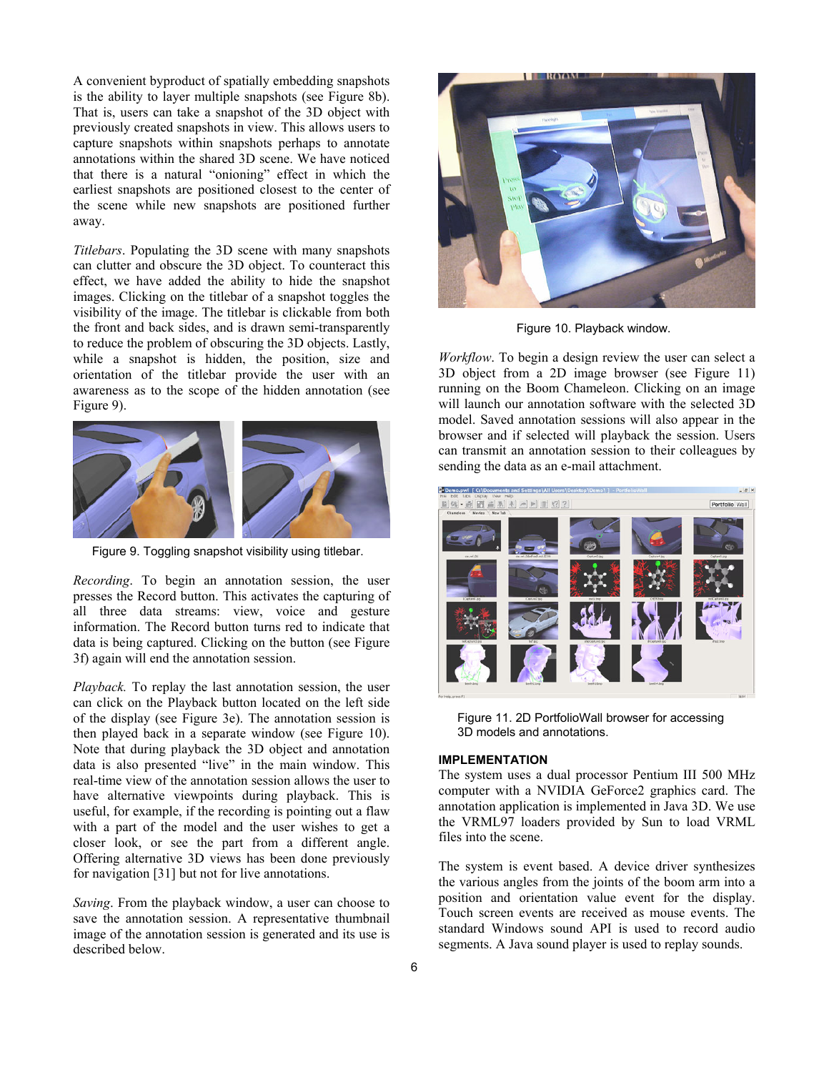A convenient byproduct of spatially embedding snapshots is the ability to layer multiple snapshots (see Figure 8b). That is, users can take a snapshot of the 3D object with previously created snapshots in view. This allows users to capture snapshots within snapshots perhaps to annotate annotations within the shared 3D scene. We have noticed that there is a natural "onioning" effect in which the earliest snapshots are positioned closest to the center of the scene while new snapshots are positioned further away.

*Titlebars*. Populating the 3D scene with many snapshots can clutter and obscure the 3D object. To counteract this effect, we have added the ability to hide the snapshot images. Clicking on the titlebar of a snapshot toggles the visibility of the image. The titlebar is clickable from both the front and back sides, and is drawn semi-transparently to reduce the problem of obscuring the 3D objects. Lastly, while a snapshot is hidden, the position, size and orientation of the titlebar provide the user with an awareness as to the scope of the hidden annotation (see Figure 9).

Figure 9. Toggling snapshot visibility using titlebar.

*Recording*. To begin an annotation session, the user presses the Record button. This activates the capturing of all three data streams: view, voice and gesture information. The Record button turns red to indicate that data is being captured. Clicking on the button (see Figure 3f) again will end the annotation session.

*Playback.* To replay the last annotation session, the user can click on the Playback button located on the left side of the display (see Figure 3e). The annotation session is then played back in a separate window (see Figure 10). Note that during playback the 3D object and annotation data is also presented "live" in the main window. This real-time view of the annotation session allows the user to have alternative viewpoints during playback. This is useful, for example, if the recording is pointing out a flaw with a part of the model and the user wishes to get a closer look, or see the part from a different angle. Offering alternative 3D views has been done previously for navigation [31] but not for live annotations.

*Saving*. From the playback window, a user can choose to save the annotation session. A representative thumbnail image of the annotation session is generated and its use is described below.

Figure 10. Playback window.

*Workflow*. To begin a design review the user can select a 3D object from a 2D image browser (see Figure 11) running on the Boom Chameleon. Clicking on an image will launch our annotation software with the selected 3D model. Saved annotation sessions will also appear in the browser and if selected will playback the session. Users can transmit an annotation session to their colleagues by sending the data as an e-mail attachment.

Figure 11. 2D PortfolioWall browser for accessing 3D models and annotations.

## IMPLEMENTATION

The system uses a dual processor Pentium III 500 MHz computer with a NVIDIA GeForce2 graphics card. The annotation application is implemented in Java 3D. We use the VRML97 loaders provided by Sun to load VRML files into the scene.

The system is event based. A device driver synthesizes the various angles from the joints of the boom arm into a position and orientation value event for the display. Touch screen events are received as mouse events. The standard Windows sound API is used to record audio segments. A Java sound player is used to replay sounds.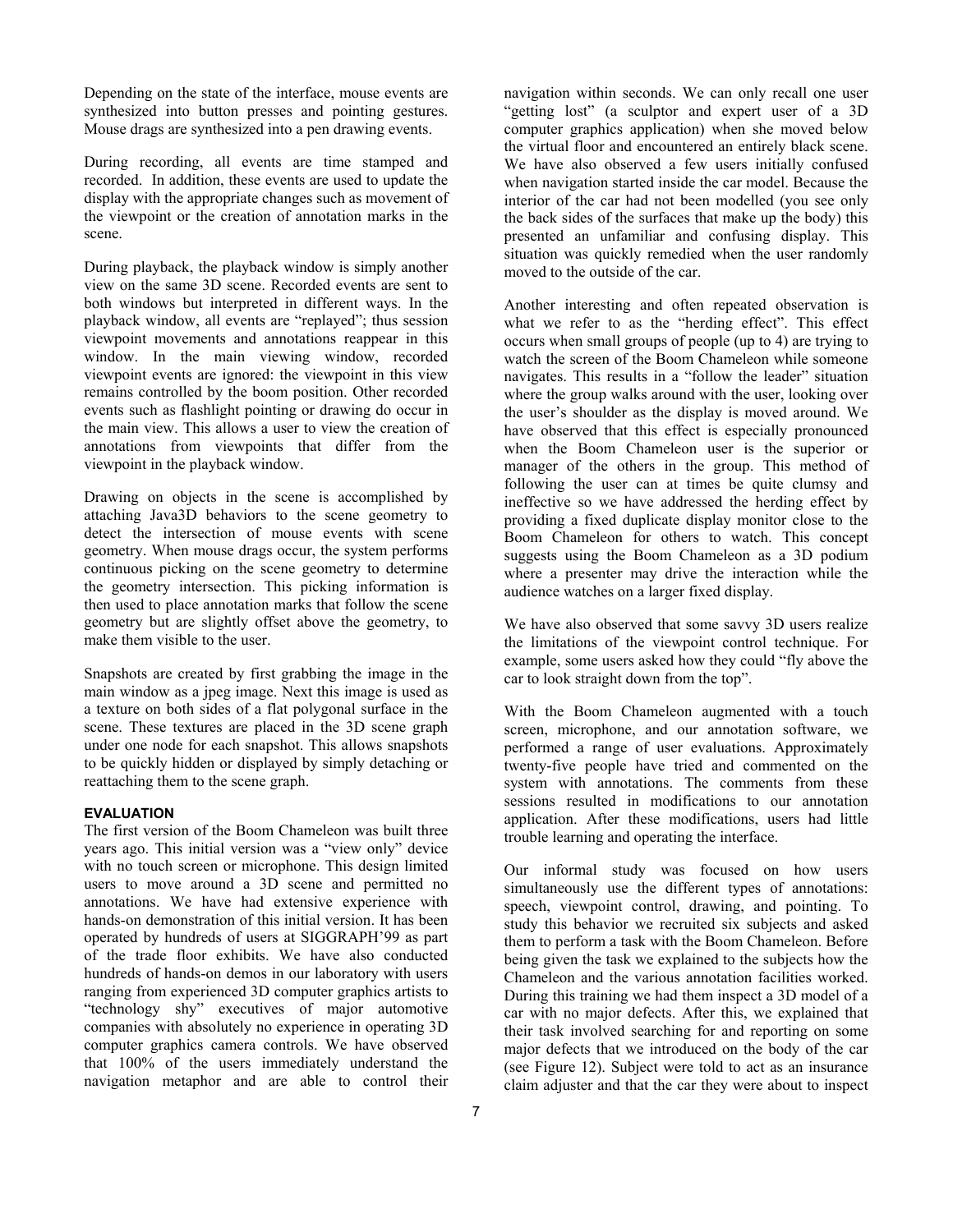Depending on the state of the interface, mouse events are synthesized into button presses and pointing gestures. Mouse drags are synthesized into a pen drawing events.

During recording, all events are time stamped and recorded. In addition, these events are used to update the display with the appropriate changes such as movement of the viewpoint or the creation of annotation marks in the scene.

During playback, the playback window is simply another view on the same 3D scene. Recorded events are sent to both windows but interpreted in different ways. In the playback window, all events are "replayed"; thus session viewpoint movements and annotations reappear in this window. In the main viewing window, recorded viewpoint events are ignored: the viewpoint in this view remains controlled by the boom position. Other recorded events such as flashlight pointing or drawing do occur in the main view. This allows a user to view the creation of annotations from viewpoints that differ from the viewpoint in the playback window.

Drawing on objects in the scene is accomplished by attaching Java3D behaviors to the scene geometry to detect the intersection of mouse events with scene geometry. When mouse drags occur, the system performs continuous picking on the scene geometry to determine the geometry intersection. This picking information is then used to place annotation marks that follow the scene geometry but are slightly offset above the geometry, to make them visible to the user.

Snapshots are created by first grabbing the image in the main window as a jpeg image. Next this image is used as a texture on both sides of a flat polygonal surface in the scene. These textures are placed in the 3D scene graph under one node for each snapshot. This allows snapshots to be quickly hidden or displayed by simply detaching or reattaching them to the scene graph.

## EVALUATION

The first version of the Boom Chameleon was built three years ago. This initial version was a "view only" device with no touch screen or microphone. This design limited users to move around a 3D scene and permitted no annotations. We have had extensive experience with hands-on demonstration of this initial version. It has been operated by hundreds of users at SIGGRAPH'99 as part of the trade floor exhibits. We have also conducted hundreds of hands-on demos in our laboratory with users ranging from experienced 3D computer graphics artists to "technology shy" executives of major automotive companies with absolutely no experience in operating 3D computer graphics camera controls. We have observed that 100% of the users immediately understand the navigation metaphor and are able to control their navigation within seconds. We can only recall one user "getting lost" (a sculptor and expert user of a 3D computer graphics application) when she moved below the virtual floor and encountered an entirely black scene. We have also observed a few users initially confused when navigation started inside the car model. Because the interior of the car had not been modelled (you see only the back sides of the surfaces that make up the body) this presented an unfamiliar and confusing display. This situation was quickly remedied when the user randomly moved to the outside of the car.

Another interesting and often repeated observation is what we refer to as the "herding effect". This effect occurs when small groups of people (up to 4) are trying to watch the screen of the Boom Chameleon while someone navigates. This results in a "follow the leader" situation where the group walks around with the user, looking over the user's shoulder as the display is moved around. We have observed that this effect is especially pronounced when the Boom Chameleon user is the superior or manager of the others in the group. This method of following the user can at times be quite clumsy and ineffective so we have addressed the herding effect by providing a fixed duplicate display monitor close to the Boom Chameleon for others to watch. This concept suggests using the Boom Chameleon as a 3D podium where a presenter may drive the interaction while the audience watches on a larger fixed display.

We have also observed that some savvy 3D users realize the limitations of the viewpoint control technique. For example, some users asked how they could "fly above the car to look straight down from the top".

With the Boom Chameleon augmented with a touch screen, microphone, and our annotation software, we performed a range of user evaluations. Approximately twenty-five people have tried and commented on the system with annotations. The comments from these sessions resulted in modifications to our annotation application. After these modifications, users had little trouble learning and operating the interface.

Our informal study was focused on how users simultaneously use the different types of annotations: speech, viewpoint control, drawing, and pointing. To study this behavior we recruited six subjects and asked them to perform a task with the Boom Chameleon. Before being given the task we explained to the subjects how the Chameleon and the various annotation facilities worked. During this training we had them inspect a 3D model of a car with no major defects. After this, we explained that their task involved searching for and reporting on some major defects that we introduced on the body of the car (see Figure 12). Subject were told to act as an insurance claim adjuster and that the car they were about to inspect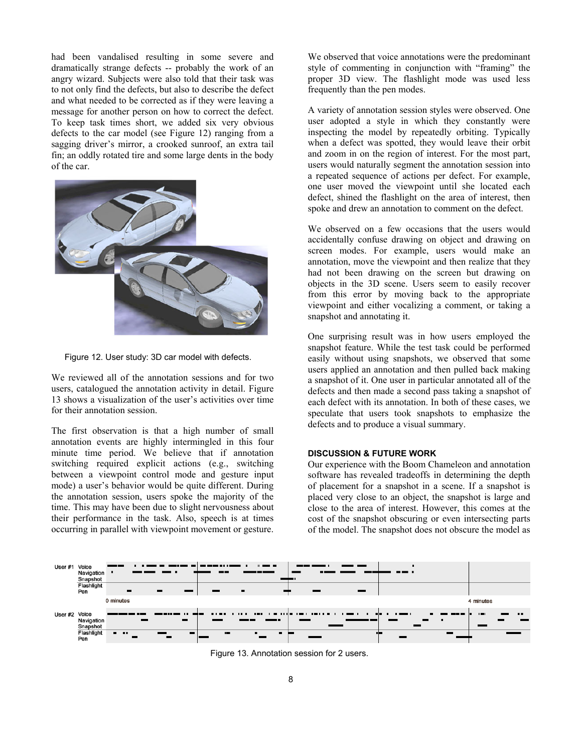had been vandalised resulting in some severe and dramatically strange defects -- probably the work of an angry wizard. Subjects were also told that their task was to not only find the defects, but also to describe the defect and what needed to be corrected as if they were leaving a message for another person on how to correct the defect. To keep task times short, we added six very obvious defects to the car model (see Figure 12) ranging from a sagging driver's mirror, a crooked sunroof, an extra tail fin; an oddly rotated tire and some large dents in the body of the car.

Figure 12. User study: 3D car model with defects.

We reviewed all of the annotation sessions and for two users, catalogued the annotation activity in detail. Figure 13 shows a visualization of the user's activities over time for their annotation session.

The first observation is that a high number of small annotation events are highly intermingled in this four minute time period. We believe that if annotation switching required explicit actions (e.g., switching between a viewpoint control mode and gesture input mode) a user's behavior would be quite different. During the annotation session, users spoke the majority of the time. This may have been due to slight nervousness about their performance in the task. Also, speech is at times occurring in parallel with viewpoint movement or gesture.

We observed that voice annotations were the predominant style of commenting in conjunction with "framing" the proper 3D view. The flashlight mode was used less frequently than the pen modes.

A variety of annotation session styles were observed. One user adopted a style in which they constantly were inspecting the model by repeatedly orbiting. Typically when a defect was spotted, they would leave their orbit and zoom in on the region of interest. For the most part, users would naturally segment the annotation session into a repeated sequence of actions per defect. For example, one user moved the viewpoint until she located each defect, shined the flashlight on the area of interest, then spoke and drew an annotation to comment on the defect.

We observed on a few occasions that the users would accidentally confuse drawing on object and drawing on screen modes. For example, users would make an annotation, move the viewpoint and then realize that they had not been drawing on the screen but drawing on objects in the 3D scene. Users seem to easily recover from this error by moving back to the appropriate viewpoint and either vocalizing a comment, or taking a snapshot and annotating it.

One surprising result was in how users employed the snapshot feature. While the test task could be performed easily without using snapshots, we observed that some users applied an annotation and then pulled back making a snapshot of it. One user in particular annotated all of the defects and then made a second pass taking a snapshot of each defect with its annotation. In both of these cases, we speculate that users took snapshots to emphasize the defects and to produce a visual summary.

### DISCUSSION & FUTURE WORK

Our experience with the Boom Chameleon and annotation software has revealed tradeoffs in determining the depth of placement for a snapshot in a scene. If a snapshot is placed very close to an object, the snapshot is large and close to the area of interest. However, this comes at the cost of the snapshot obscuring or even intersecting parts of the model. The snapshot does not obscure the model as

Figure 13. Annotation session for 2 users.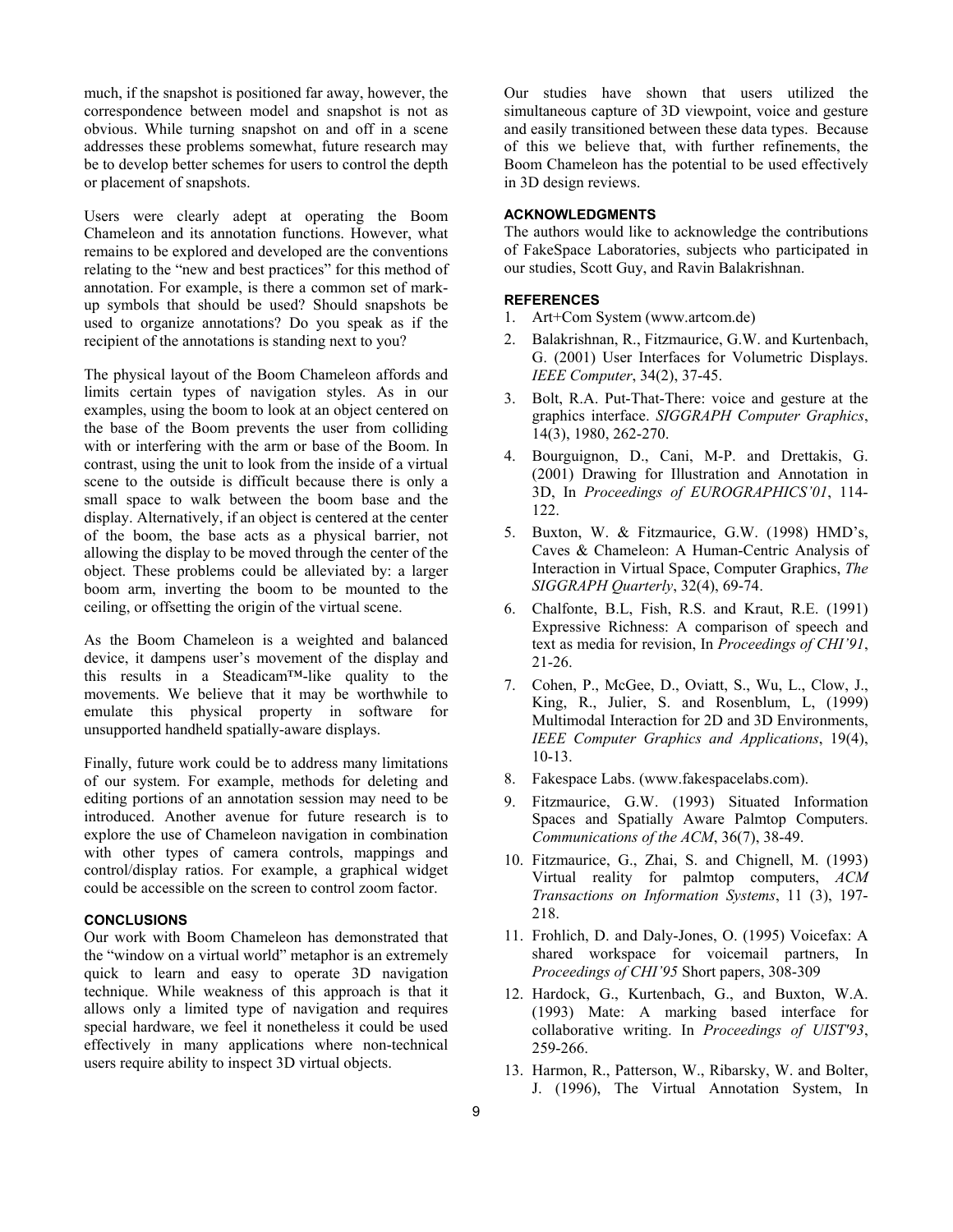much, if the snapshot is positioned far away, however, the correspondence between model and snapshot is not as obvious. While turning snapshot on and off in a scene addresses these problems somewhat, future research may be to develop better schemes for users to control the depth or placement of snapshots.

Users were clearly adept at operating the Boom Chameleon and its annotation functions. However, what remains to be explored and developed are the conventions relating to the "new and best practices" for this method of annotation. For example, is there a common set of mark-up symbols that should be used? Should snapshots be used to organize annotations? Do you speak as if the recipient of the annotations is standing next to you?

The physical layout of the Boom Chameleon affords and limits certain types of navigation styles. As in our examples, using the boom to look at an object centered on the base of the Boom prevents the user from colliding with or interfering with the arm or base of the Boom. In contrast, using the unit to look from the inside of a virtual scene to the outside is difficult because there is only a small space to walk between the boom base and the display. Alternatively, if an object is centered at the center of the boom, the base acts as a physical barrier, not allowing the display to be moved through the center of the object. These problems could be alleviated by: a larger boom arm, inverting the boom to be mounted to the ceiling, or offsetting the origin of the virtual scene.

As the Boom Chameleon is a weighted and balanced device, it dampens user's movement of the display and this results in a Steadicam™-like quality to the movements. We believe that it may be worthwhile to emulate this physical property in software for unsupported handheld spatially-aware displays.

Finally, future work could be to address many limitations of our system. For example, methods for deleting and editing portions of an annotation session may need to be introduced. Another avenue for future research is to explore the use of Chameleon navigation in combination with other types of camera controls, mappings and control/display ratios. For example, a graphical widget could be accessible on the screen to control zoom factor.

## CONCLUSIONS

Our work with Boom Chameleon has demonstrated that the "window on a virtual world" metaphor is an extremely quick to learn and easy to operate 3D navigation technique. While weakness of this approach is that it allows only a limited type of navigation and requires special hardware, we feel it nonetheless it could be used effectively in many applications where non-technical users require ability to inspect 3D virtual objects.

Our studies have shown that users utilized the simultaneous capture of 3D viewpoint, voice and gesture and easily transitioned between these data types. Because of this we believe that, with further refinements, the Boom Chameleon has the potential to be used effectively in 3D design reviews.

## ACKNOWLEDGMENTS

The authors would like to acknowledge the contributions of FakeSpace Laboratories, subjects who participated in our studies, Scott Guy, and Ravin Balakrishnan.

## REFERENCES

1. Art+Com System (www.artcom.de)
2. Balakrishnan, R., Fitzmaurice, G.W. and Kurtenbach, G. (2001) User Interfaces for Volumetric Displays. *IEEE Computer*, 34(2), 37-45.
3. Bolt, R.A. Put-That-There: voice and gesture at the graphics interface. *SIGGRAPH Computer Graphics*, 14(3), 1980, 262-270.
4. Bourguignon, D., Cani, M-P. and Drettakis, G. (2001) Drawing for Illustration and Annotation in 3D, In *Proceedings of EUROGRAPHICS'01*, 114-122.
5. Buxton, W. & Fitzmaurice, G.W. (1998) HMD's, Caves & Chameleon: A Human-Centric Analysis of Interaction in Virtual Space, Computer Graphics, *The SIGGRAPH Quarterly*, 32(4), 69-74.
6. Chalfonte, B.L, Fish, R.S. and Kraut, R.E. (1991) Expressive Richness: A comparison of speech and text as media for revision, In *Proceedings of CHI'91*, 21-26.
7. Cohen, P., McGee, D., Oviatt, S., Wu, L., Clow, J., King, R., Julier, S. and Rosenblum, L, (1999) Multimodal Interaction for 2D and 3D Environments, *IEEE Computer Graphics and Applications*, 19(4), 10-13.
8. Fakespace Labs. (www.fakespacelabs.com).
9. Fitzmaurice, G.W. (1993) Situated Information Spaces and Spatially Aware Palmtop Computers. *Communications of the ACM*, 36(7), 38-49.
10. Fitzmaurice, G., Zhai, S. and Chignell, M. (1993) Virtual reality for palmtop computers, *ACM Transactions on Information Systems*, 11 (3), 197-218.
11. Frohlich, D. and Daly-Jones, O. (1995) Voicefax: A shared workspace for voicemail partners, In *Proceedings of CHI'95* Short papers, 308-309
12. Hardock, G., Kurtenbach, G., and Buxton, W.A. (1993) Mate: A marking based interface for collaborative writing. In *Proceedings of UIST'93*, 259-266.
13. Harmon, R., Patterson, W., Ribarsky, W. and Bolter, J. (1996), The Virtual Annotation System, In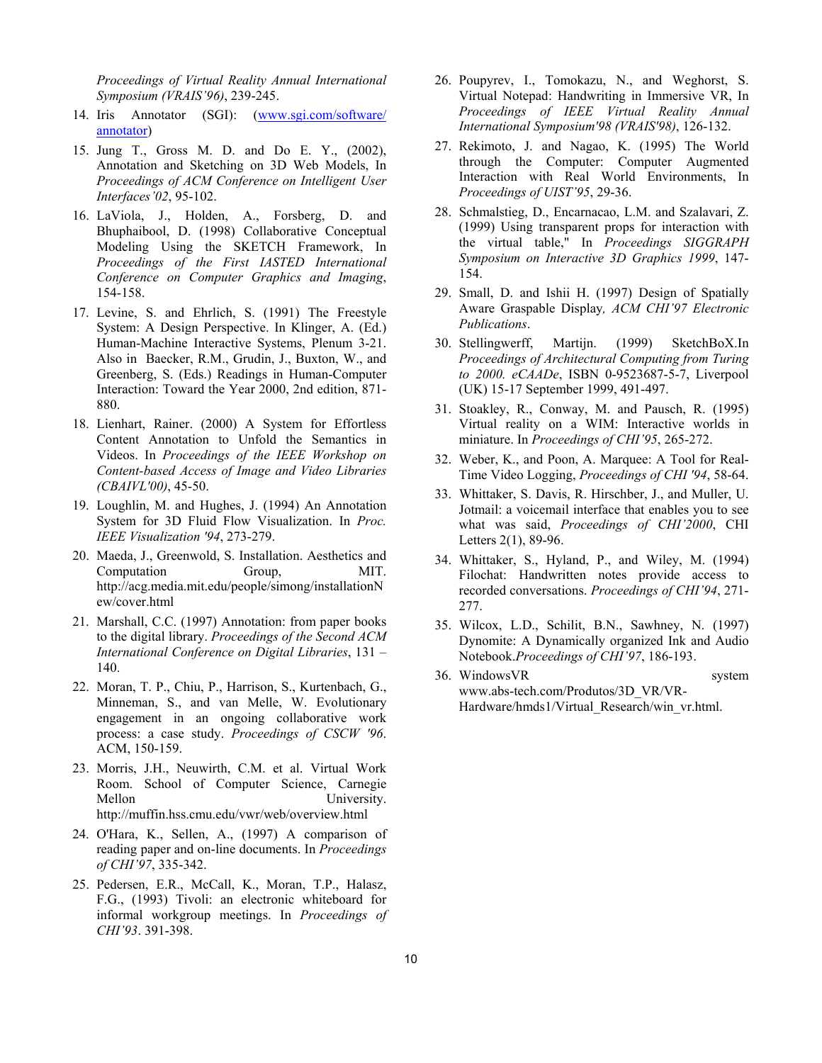*Proceedings of Virtual Reality Annual International Symposium (VRAIS'96)*, 239-245.

14. Iris Annotator (SGI): (www.sgi.com/software/annotator)
15. Jung T., Gross M. D. and Do E. Y., (2002), Annotation and Sketching on 3D Web Models, In *Proceedings of ACM Conference on Intelligent User Interfaces'02*, 95-102.
16. LaViola, J., Holden, A., Forsberg, D. and Bhuphaibool, D. (1998) Collaborative Conceptual Modeling Using the SKETCH Framework, In *Proceedings of the First IASTED International Conference on Computer Graphics and Imaging*, 154-158.
17. Levine, S. and Ehrlich, S. (1991) The Freestyle System: A Design Perspective. In Klinger, A. (Ed.) Human-Machine Interactive Systems, Plenum 3-21. Also in Baecker, R.M., Grudin, J., Buxton, W., and Greenberg, S. (Eds.) Readings in Human-Computer Interaction: Toward the Year 2000, 2nd edition, 871-880.
18. Lienhart, Rainer. (2000) A System for Effortless Content Annotation to Unfold the Semantics in Videos. In *Proceedings of the IEEE Workshop on Content-based Access of Image and Video Libraries (CBAIVL'00)*, 45-50.
19. Loughlin, M. and Hughes, J. (1994) An Annotation System for 3D Fluid Flow Visualization. In *Proc. IEEE Visualization '94*, 273-279.
20. Maeda, J., Greenwold, S. Installation. Aesthetics and Computation Group, MIT. http://acg.media.mit.edu/people/simong/installationNew/cover.html
21. Marshall, C.C. (1997) Annotation: from paper books to the digital library. *Proceedings of the Second ACM International Conference on Digital Libraries*, 131 – 140.
22. Moran, T. P., Chiu, P., Harrison, S., Kurtenbach, G., Minneman, S., and van Melle, W. Evolutionary engagement in an ongoing collaborative work process: a case study. *Proceedings of CSCW '96*. ACM, 150-159.
23. Morris, J.H., Neuwirth, C.M. et al. Virtual Work Room. School of Computer Science, Carnegie Mellon University. http://muffin.hss.cmu.edu/vwr/web/overview.html
24. O'Hara, K., Sellen, A., (1997) A comparison of reading paper and on-line documents. In *Proceedings of CHI'97*, 335-342.
25. Pedersen, E.R., McCall, K., Moran, T.P., Halasz, F.G., (1993) Tivoli: an electronic whiteboard for informal workgroup meetings. In *Proceedings of CHI'93*. 391-398.
26. Poupyrev, I., Tomokazu, N., and Weghorst, S. Virtual Notepad: Handwriting in Immersive VR, In *Proceedings of IEEE Virtual Reality Annual International Symposium'98 (VRAIS'98)*, 126-132.
27. Rekimoto, J. and Nagao, K. (1995) The World through the Computer: Computer Augmented Interaction with Real World Environments, In *Proceedings of UIST'95*, 29-36.
28. Schmalstieg, D., Encarnacao, L.M. and Szalavari, Z. (1999) Using transparent props for interaction with the virtual table," In *Proceedings SIGGRAPH Symposium on Interactive 3D Graphics 1999*, 147-154.
29. Small, D. and Ishii H. (1997) Design of Spatially Aware Graspable Display*, ACM CHI'97 Electronic Publications*.
30. Stellingwerff, Martijn. (1999) SketchBoX.In *Proceedings of Architectural Computing from Turing to 2000. eCAADe*, ISBN 0-9523687-5-7, Liverpool (UK) 15-17 September 1999, 491-497.
31. Stoakley, R., Conway, M. and Pausch, R. (1995) Virtual reality on a WIM: Interactive worlds in miniature. In *Proceedings of CHI'95*, 265-272.
32. Weber, K., and Poon, A. Marquee: A Tool for Real-Time Video Logging, *Proceedings of CHI '94*, 58-64.
33. Whittaker, S. Davis, R. Hirschber, J., and Muller, U. Jotmail: a voicemail interface that enables you to see what was said, *Proceedings of CHI'2000*, CHI Letters 2(1), 89-96.
34. Whittaker, S., Hyland, P., and Wiley, M. (1994) Filochat: Handwritten notes provide access to recorded conversations. *Proceedings of CHI'94*, 271-277.
35. Wilcox, L.D., Schilit, B.N., Sawhney, N. (1997) Dynomite: A Dynamically organized Ink and Audio Notebook.*Proceedings of CHI'97*, 186-193.
36. WindowsVR system www.abs-tech.com/Produtos/3D_VR/VR-Hardware/hmds1/Virtual_Research/win_vr.html.